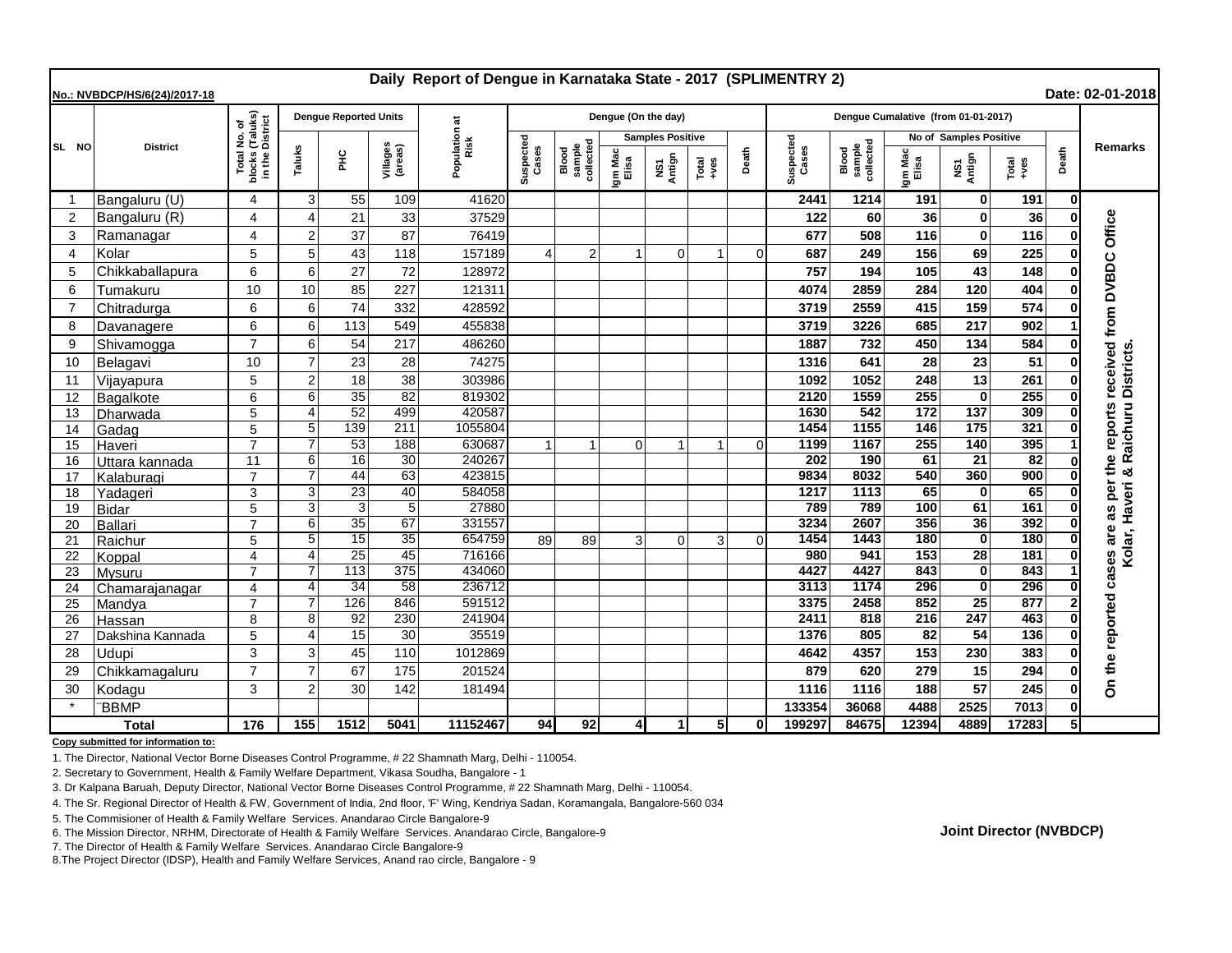# Daily Report of Dengue in Karnataka State - 2017 (SPLIMENTRY 2)

No.: NVBDCP/HS/6(24)/2017-18

Date: 02-01-2018

| SL NO | District | Total No. of blocks (Taluks) in the District | Dengue Reported Units | | | Population at Risk | Dengue (On the day) | | | | | | Dengue Cumalative (from 01-01-2017) | | | | | | Remarks |
|---|---|---|---|---|---|---|---|---|---|---|---|---|---|---|---|---|---|---|---|
| | | | Taluks | PHC | Villages (areas) | | Suspected Cases | Blood sample collected | Samples Positive | | | Death | Suspected Cases | Blood sample collected | No of Samples Positive | | | Death | |
| | | | | | | | | | Igm Mac Elisa | NS1 Antign | Total +ves | | | | Igm Mac Elisa | NS1 Antign | Total +ves | | |
| 1 | Bangaluru (U) | 4 | 3 | 55 | 109 | 41620 | | | | | | | 2441 | 1214 | 191 | 0 | 191 | 0 | On the reported cases are as per the reports received from DVBDC Office Kolar, Haveri & Raichuru Districts. |
| 2 | Bangaluru (R) | 4 | 4 | 21 | 33 | 37529 | | | | | | | 122 | 60 | 36 | 0 | 36 | 0 | |
| 3 | Ramanagar | 4 | 2 | 37 | 87 | 76419 | | | | | | | 677 | 508 | 116 | 0 | 116 | 0 | |
| 4 | Kolar | 5 | 5 | 43 | 118 | 157189 | 4 | 2 | 1 | 0 | 1 | 0 | 687 | 249 | 156 | 69 | 225 | 0 | |
| 5 | Chikkaballapura | 6 | 6 | 27 | 72 | 128972 | | | | | | | 757 | 194 | 105 | 43 | 148 | 0 | |
| 6 | Tumakuru | 10 | 10 | 85 | 227 | 121311 | | | | | | | 4074 | 2859 | 284 | 120 | 404 | 0 | |
| 7 | Chitradurga | 6 | 6 | 74 | 332 | 428592 | | | | | | | 3719 | 2559 | 415 | 159 | 574 | 0 | |
| 8 | Davanagere | 6 | 6 | 113 | 549 | 455838 | | | | | | | 3719 | 3226 | 685 | 217 | 902 | 1 | |
| 9 | Shivamogga | 7 | 6 | 54 | 217 | 486260 | | | | | | | 1887 | 732 | 450 | 134 | 584 | 0 | |
| 10 | Belagavi | 10 | 7 | 23 | 28 | 74275 | | | | | | | 1316 | 641 | 28 | 23 | 51 | 0 | |
| 11 | Vijayapura | 5 | 2 | 18 | 38 | 303986 | | | | | | | 1092 | 1052 | 248 | 13 | 261 | 0 | |
| 12 | Bagalkote | 6 | 6 | 35 | 82 | 819302 | | | | | | | 2120 | 1559 | 255 | 0 | 255 | 0 | |
| 13 | Dharwada | 5 | 4 | 52 | 499 | 420587 | | | | | | | 1630 | 542 | 172 | 137 | 309 | 0 | |
| 14 | Gadag | 5 | 5 | 139 | 211 | 1055804 | | | | | | | 1454 | 1155 | 146 | 175 | 321 | 0 | |
| 15 | Haveri | 7 | 7 | 53 | 188 | 630687 | 1 | 1 | 0 | 1 | 1 | 0 | 1199 | 1167 | 255 | 140 | 395 | 1 | |
| 16 | Uttara kannada | 11 | 6 | 16 | 30 | 240267 | | | | | | | 202 | 190 | 61 | 21 | 82 | 0 | |
| 17 | Kalaburagi | 7 | 7 | 44 | 63 | 423815 | | | | | | | 9834 | 8032 | 540 | 360 | 900 | 0 | |
| 18 | Yadageri | 3 | 3 | 23 | 40 | 584058 | | | | | | | 1217 | 1113 | 65 | 0 | 65 | 0 | |
| 19 | Bidar | 5 | 3 | 3 | 5 | 27880 | | | | | | | 789 | 789 | 100 | 61 | 161 | 0 | |
| 20 | Ballari | 7 | 6 | 35 | 67 | 331557 | | | | | | | 3234 | 2607 | 356 | 36 | 392 | 0 | |
| 21 | Raichur | 5 | 5 | 15 | 35 | 654759 | 89 | 89 | 3 | 0 | 3 | 0 | 1454 | 1443 | 180 | 0 | 180 | 0 | |
| 22 | Koppal | 4 | 4 | 25 | 45 | 716166 | | | | | | | 980 | 941 | 153 | 28 | 181 | 0 | |
| 23 | Mysuru | 7 | 7 | 113 | 375 | 434060 | | | | | | | 4427 | 4427 | 843 | 0 | 843 | 1 | |
| 24 | Chamarajanagar | 4 | 4 | 34 | 58 | 236712 | | | | | | | 3113 | 1174 | 296 | 0 | 296 | 0 | |
| 25 | Mandya | 7 | 7 | 126 | 846 | 591512 | | | | | | | 3375 | 2458 | 852 | 25 | 877 | 2 | |
| 26 | Hassan | 8 | 8 | 92 | 230 | 241904 | | | | | | | 2411 | 818 | 216 | 247 | 463 | 0 | |
| 27 | Dakshina Kannada | 5 | 4 | 15 | 30 | 35519 | | | | | | | 1376 | 805 | 82 | 54 | 136 | 0 | |
| 28 | Udupi | 3 | 3 | 45 | 110 | 1012869 | | | | | | | 4642 | 4357 | 153 | 230 | 383 | 0 | |
| 29 | Chikkamagaluru | 7 | 7 | 67 | 175 | 201524 | | | | | | | 879 | 620 | 279 | 15 | 294 | 0 | |
| 30 | Kodagu | 3 | 2 | 30 | 142 | 181494 | | | | | | | 1116 | 1116 | 188 | 57 | 245 | 0 | |
| * | BBMP | | | | | | | | | | | | 133354 | 36068 | 4488 | 2525 | 7013 | 0 | |
| **Total** | | **176** | **155** | **1512** | **5041** | **11152467** | **94** | **92** | **4** | **1** | **5** | **0** | **199297** | **84675** | **12394** | **4889** | **17283** | **5** | |

**Copy submitted for information to:**

1. The Director, National Vector Borne Diseases Control Programme, # 22 Shamnath Marg, Delhi - 110054.
2. Secretary to Government, Health & Family Welfare Department, Vikasa Soudha, Bangalore - 1
3. Dr Kalpana Baruah, Deputy Director, National Vector Borne Diseases Control Programme, # 22 Shamnath Marg, Delhi - 110054.
4. The Sr. Regional Director of Health & FW, Government of India, 2nd floor, 'F' Wing, Kendriya Sadan, Koramangala, Bangalore-560 034
5. The Commisioner of Health & Family Welfare Services. Anandarao Circle Bangalore-9
6. The Mission Director, NRHM, Directorate of Health & Family Welfare Services. Anandarao Circle, Bangalore-9
7. The Director of Health & Family Welfare Services. Anandarao Circle Bangalore-9
8. The Project Director (IDSP), Health and Family Welfare Services, Anand rao circle, Bangalore - 9

**Joint Director (NVBDCP)**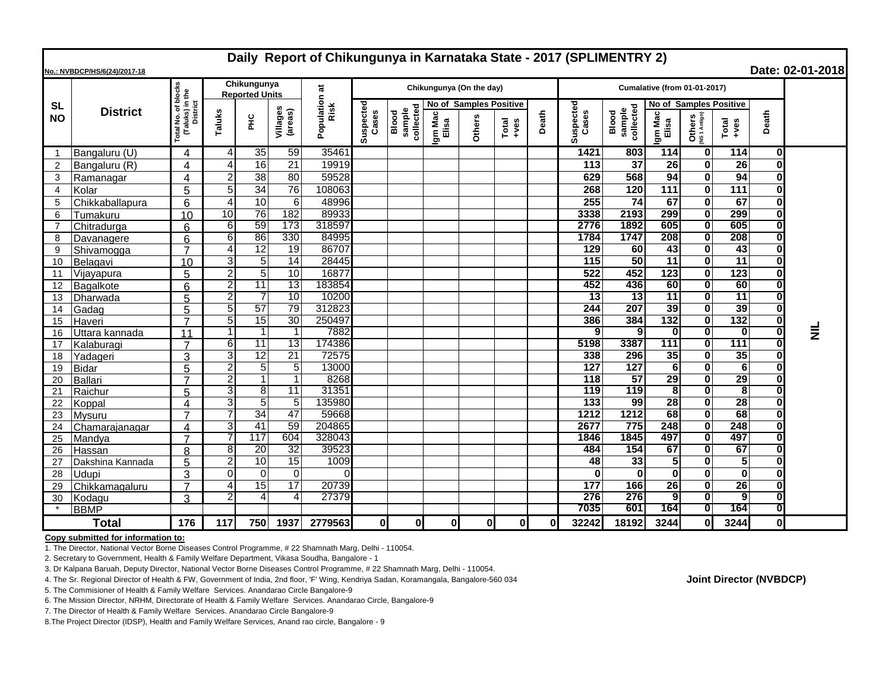# Daily Report of Chikungunya in Karnataka State - 2017 (SPLIMENTRY 2)

No.: NVBDCP/HS/6(24)/2017-18

Date: 02-01-2018

| SL NO | District | Total No. of blocks (Taluks) in the District | Chikungunya Reported Units | | | Population at Risk | Chikungunya (On the day) | | | | | | Cumalative (from 01-01-2017) | | | | | | |
|---|---|---|---|---|---|---|---|---|---|---|---|---|---|---|---|---|---|---|---|
| | | | | | | | | | No of Samples Positive | | | | | | No of Samples Positive | | | | |
| | | | Taluks | PHC | Villages (areas) | | Suspected Cases | Blood sample collected | Igm Mac Elisa | Others | Total +ves | Death | Suspected Cases | Blood sample collected | Igm Mac Elisa | Others (NS 1 Antign) | Total +ves | Death | |
| 1 | Bangaluru (U) | 4 | 4 | 35 | 59 | 35461 | | | | | | | 1421 | 803 | 114 | 0 | 114 | 0 | NIL |
| 2 | Bangaluru (R) | 4 | 4 | 16 | 21 | 19919 | | | | | | | 113 | 37 | 26 | 0 | 26 | 0 | |
| 3 | Ramanagar | 4 | 2 | 38 | 80 | 59528 | | | | | | | 629 | 568 | 94 | 0 | 94 | 0 | |
| 4 | Kolar | 5 | 5 | 34 | 76 | 108063 | | | | | | | 268 | 120 | 111 | 0 | 111 | 0 | |
| 5 | Chikkaballapura | 6 | 4 | 10 | 6 | 48996 | | | | | | | 255 | 74 | 67 | 0 | 67 | 0 | |
| 6 | Tumakuru | 10 | 10 | 76 | 182 | 89933 | | | | | | | 3338 | 2193 | 299 | 0 | 299 | 0 | |
| 7 | Chitradurga | 6 | 6 | 59 | 173 | 318597 | | | | | | | 2776 | 1892 | 605 | 0 | 605 | 0 | |
| 8 | Davanagere | 6 | 6 | 86 | 330 | 84995 | | | | | | | 1784 | 1747 | 208 | 0 | 208 | 0 | |
| 9 | Shivamogga | 7 | 4 | 12 | 19 | 86707 | | | | | | | 129 | 60 | 43 | 0 | 43 | 0 | |
| 10 | Belagavi | 10 | 3 | 5 | 14 | 28445 | | | | | | | 115 | 50 | 11 | 0 | 11 | 0 | |
| 11 | Vijayapura | 5 | 2 | 5 | 10 | 16877 | | | | | | | 522 | 452 | 123 | 0 | 123 | 0 | |
| 12 | Bagalkote | 6 | 2 | 11 | 13 | 183854 | | | | | | | 452 | 436 | 60 | 0 | 60 | 0 | |
| 13 | Dharwada | 5 | 2 | 7 | 10 | 10200 | | | | | | | 13 | 13 | 11 | 0 | 11 | 0 | |
| 14 | Gadag | 5 | 5 | 57 | 79 | 312823 | | | | | | | 244 | 207 | 39 | 0 | 39 | 0 | |
| 15 | Haveri | 7 | 5 | 15 | 30 | 250497 | | | | | | | 386 | 384 | 132 | 0 | 132 | 0 | |
| 16 | Uttara kannada | 11 | 1 | 1 | 1 | 7882 | | | | | | | 9 | 9 | 0 | 0 | 0 | 0 | |
| 17 | Kalaburagi | 7 | 6 | 11 | 13 | 174386 | | | | | | | 5198 | 3387 | 111 | 0 | 111 | 0 | |
| 18 | Yadageri | 3 | 3 | 12 | 21 | 72575 | | | | | | | 338 | 296 | 35 | 0 | 35 | 0 | |
| 19 | Bidar | 5 | 2 | 5 | 5 | 13000 | | | | | | | 127 | 127 | 6 | 0 | 6 | 0 | |
| 20 | Ballari | 7 | 2 | 1 | 1 | 8268 | | | | | | | 118 | 57 | 29 | 0 | 29 | 0 | |
| 21 | Raichur | 5 | 3 | 8 | 11 | 31351 | | | | | | | 119 | 119 | 8 | 0 | 8 | 0 | |
| 22 | Koppal | 4 | 3 | 5 | 5 | 135980 | | | | | | | 133 | 99 | 28 | 0 | 28 | 0 | |
| 23 | Mysuru | 7 | 7 | 34 | 47 | 59668 | | | | | | | 1212 | 1212 | 68 | 0 | 68 | 0 | |
| 24 | Chamarajanagar | 4 | 3 | 41 | 59 | 204865 | | | | | | | 2677 | 775 | 248 | 0 | 248 | 0 | |
| 25 | Mandya | 7 | 7 | 117 | 604 | 328043 | | | | | | | 1846 | 1845 | 497 | 0 | 497 | 0 | |
| 26 | Hassan | 8 | 8 | 20 | 32 | 39523 | | | | | | | 484 | 154 | 67 | 0 | 67 | 0 | |
| 27 | Dakshina Kannada | 5 | 2 | 10 | 15 | 1009 | | | | | | | 48 | 33 | 5 | 0 | 5 | 0 | |
| 28 | Udupi | 3 | 0 | 0 | 0 | 0 | | | | | | | 0 | 0 | 0 | 0 | 0 | 0 | |
| 29 | Chikkamagaluru | 7 | 4 | 15 | 17 | 20739 | | | | | | | 177 | 166 | 26 | 0 | 26 | 0 | |
| 30 | Kodagu | 3 | 2 | 4 | 4 | 27379 | | | | | | | 276 | 276 | 9 | 0 | 9 | 0 | |
| * | BBMP | | | | | | | | | | | | 7035 | 601 | 164 | 0 | 164 | 0 | |
| **Total** | | **176** | **117** | **750** | **1937** | **2779563** | **0** | **0** | **0** | **0** | **0** | **0** | **32242** | **18192** | **3244** | **0** | **3244** | **0** | |

**Copy submitted for information to:**

1. The Director, National Vector Borne Diseases Control Programme, # 22 Shamnath Marg, Delhi - 110054.
2. Secretary to Government, Health & Family Welfare Department, Vikasa Soudha, Bangalore - 1
3. Dr Kalpana Baruah, Deputy Director, National Vector Borne Diseases Control Programme, # 22 Shamnath Marg, Delhi - 110054.
4. The Sr. Regional Director of Health & FW, Government of India, 2nd floor, 'F' Wing, Kendriya Sadan, Koramangala, Bangalore-560 034
5. The Commisioner of Health & Family Welfare Services. Anandarao Circle Bangalore-9
6. The Mission Director, NRHM, Directorate of Health & Family Welfare Services. Anandarao Circle, Bangalore-9
7. The Director of Health & Family Welfare Services. Anandarao Circle Bangalore-9
8. The Project Director (IDSP), Health and Family Welfare Services, Anand rao circle, Bangalore - 9

**Joint Director (NVBDCP)**